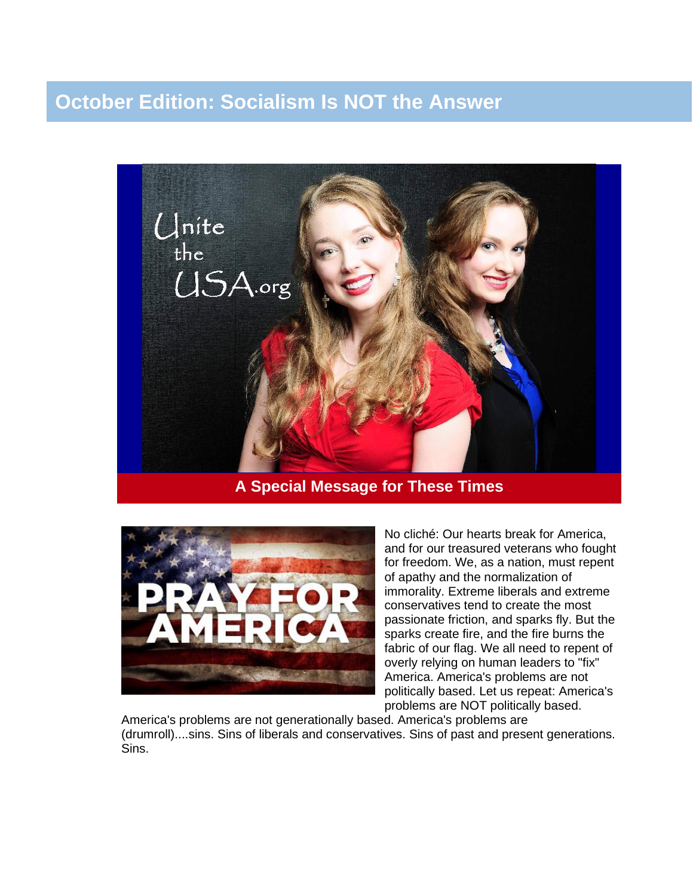# October Edition: Socialism Is NOT the Answer

## A Special Message for These Times

No cliché: Our hearts break for America, and for our treasured veterans who fought for freedom. We, as a nation, must repent of apathy and the normalization of immorality. Extreme liberals and extreme conservatives tend to create the most passionate friction, and sparks fly. But the sparks create fire, and the fire burns the fabric of our flag. We all need to repent of overly relying on human leaders to "fix" America. America's problems are not politically based. Let us repeat: America's problems are NOT politically based. America's problems are not generationally based. America's problems are (drumroll)....sins. Sins of liberals and conservatives. Sins of past and present generations. Sins.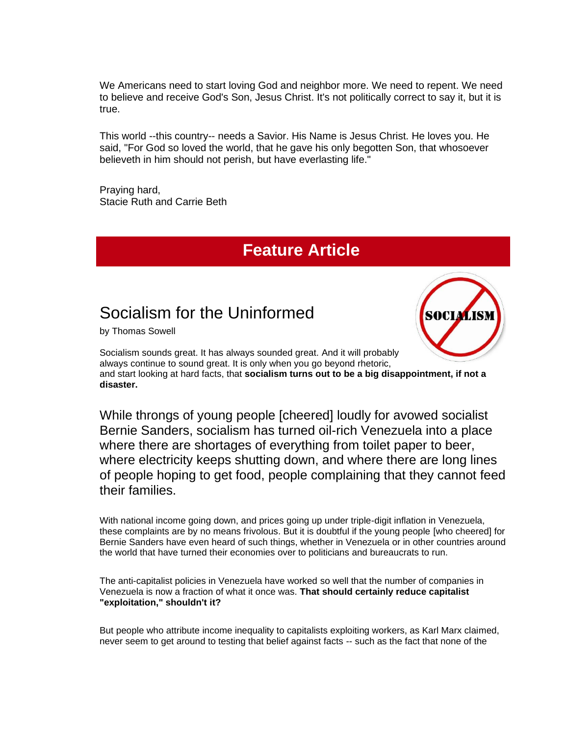We Americans need to start loving God and neighbor more. We need to repent. We need to believe and receive God's Son, Jesus Christ. It's not politically correct to say it, but it is true.

This world --this country-- needs a Savior. His Name is Jesus Christ. He loves you. He said, "For God so loved the world, that he gave his only begotten Son, that whosoever believeth in him should not perish, but have everlasting life."

Praying hard,
Stacie Ruth and Carrie Beth

## Feature Article

# Socialism for the Uninformed

by Thomas Sowell

Socialism sounds great. It has always sounded great. And it will probably always continue to sound great. It is only when you go beyond rhetoric, and start looking at hard facts, that **socialism turns out to be a big disappointment, if not a disaster.**

While throngs of young people [cheered] loudly for avowed socialist Bernie Sanders, socialism has turned oil-rich Venezuela into a place where there are shortages of everything from toilet paper to beer, where electricity keeps shutting down, and where there are long lines of people hoping to get food, people complaining that they cannot feed their families.

With national income going down, and prices going up under triple-digit inflation in Venezuela, these complaints are by no means frivolous. But it is doubtful if the young people [who cheered] for Bernie Sanders have even heard of such things, whether in Venezuela or in other countries around the world that have turned their economies over to politicians and bureaucrats to run.

The anti-capitalist policies in Venezuela have worked so well that the number of companies in Venezuela is now a fraction of what it once was. **That should certainly reduce capitalist "exploitation," shouldn't it?**

But people who attribute income inequality to capitalists exploiting workers, as Karl Marx claimed, never seem to get around to testing that belief against facts -- such as the fact that none of the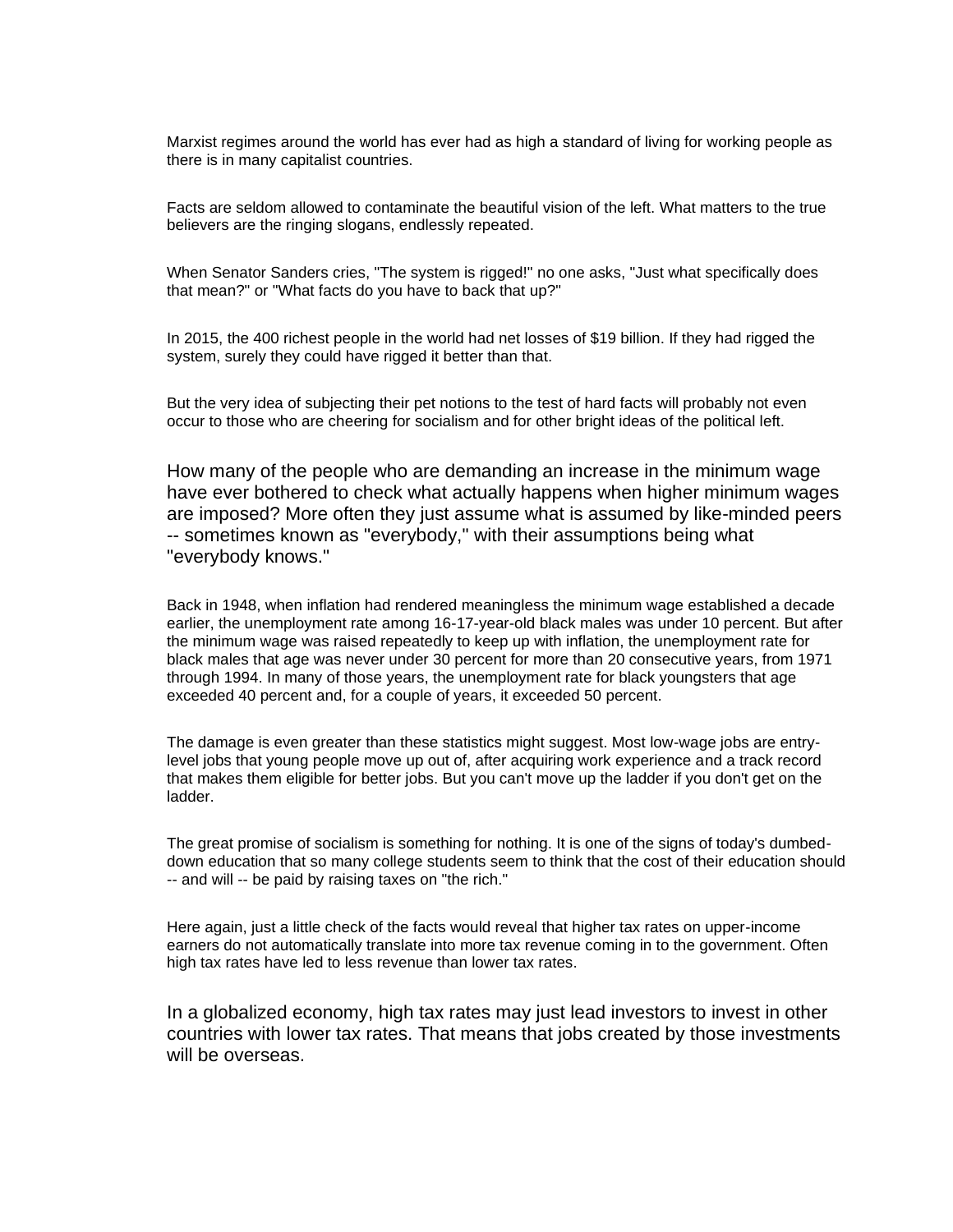Marxist regimes around the world has ever had as high a standard of living for working people as there is in many capitalist countries.

Facts are seldom allowed to contaminate the beautiful vision of the left. What matters to the true believers are the ringing slogans, endlessly repeated.

When Senator Sanders cries, "The system is rigged!" no one asks, "Just what specifically does that mean?" or "What facts do you have to back that up?"

In 2015, the 400 richest people in the world had net losses of $19 billion. If they had rigged the system, surely they could have rigged it better than that.

But the very idea of subjecting their pet notions to the test of hard facts will probably not even occur to those who are cheering for socialism and for other bright ideas of the political left.

How many of the people who are demanding an increase in the minimum wage have ever bothered to check what actually happens when higher minimum wages are imposed? More often they just assume what is assumed by like-minded peers -- sometimes known as "everybody," with their assumptions being what "everybody knows."

Back in 1948, when inflation had rendered meaningless the minimum wage established a decade earlier, the unemployment rate among 16-17-year-old black males was under 10 percent. But after the minimum wage was raised repeatedly to keep up with inflation, the unemployment rate for black males that age was never under 30 percent for more than 20 consecutive years, from 1971 through 1994. In many of those years, the unemployment rate for black youngsters that age exceeded 40 percent and, for a couple of years, it exceeded 50 percent.

The damage is even greater than these statistics might suggest. Most low-wage jobs are entry-level jobs that young people move up out of, after acquiring work experience and a track record that makes them eligible for better jobs. But you can't move up the ladder if you don't get on the ladder.

The great promise of socialism is something for nothing. It is one of the signs of today's dumbed-down education that so many college students seem to think that the cost of their education should -- and will -- be paid by raising taxes on "the rich."

Here again, just a little check of the facts would reveal that higher tax rates on upper-income earners do not automatically translate into more tax revenue coming in to the government. Often high tax rates have led to less revenue than lower tax rates.

In a globalized economy, high tax rates may just lead investors to invest in other countries with lower tax rates. That means that jobs created by those investments will be overseas.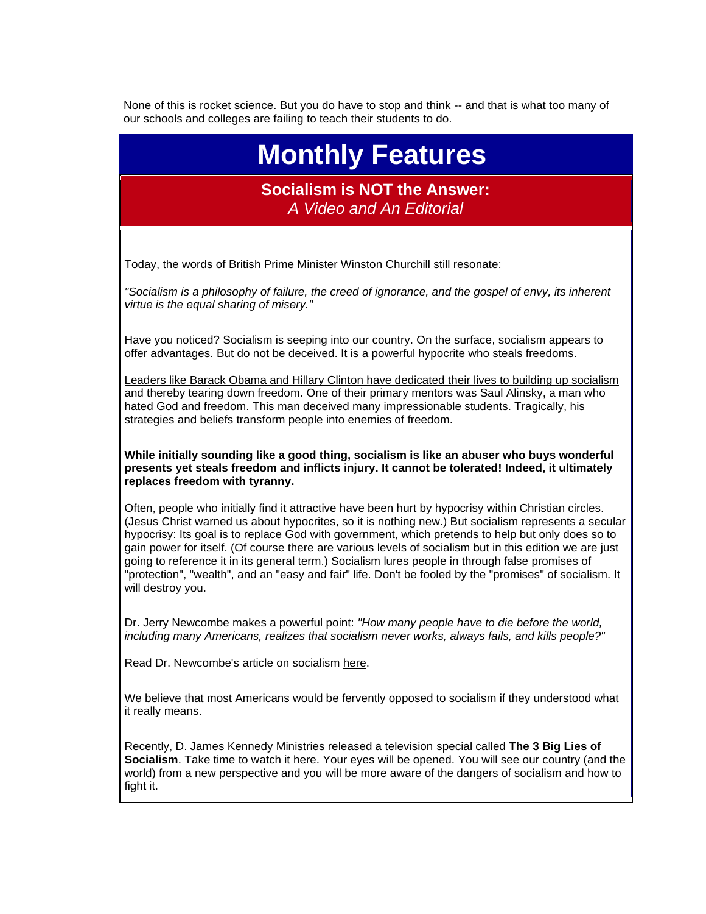None of this is rocket science. But you do have to stop and think -- and that is what too many of our schools and colleges are failing to teach their students to do.

# Monthly Features

## Socialism is NOT the Answer:
*A Video and An Editorial*

Today, the words of British Prime Minister Winston Churchill still resonate:

*"Socialism is a philosophy of failure, the creed of ignorance, and the gospel of envy, its inherent virtue is the equal sharing of misery."*

Have you noticed? Socialism is seeping into our country. On the surface, socialism appears to offer advantages. But do not be deceived. It is a powerful hypocrite who steals freedoms.

Leaders like Barack Obama and Hillary Clinton have dedicated their lives to building up socialism and thereby tearing down freedom. One of their primary mentors was Saul Alinsky, a man who hated God and freedom. This man deceived many impressionable students. Tragically, his strategies and beliefs transform people into enemies of freedom.

**While initially sounding like a good thing, socialism is like an abuser who buys wonderful presents yet steals freedom and inflicts injury. It cannot be tolerated! Indeed, it ultimately replaces freedom with tyranny.**

Often, people who initially find it attractive have been hurt by hypocrisy within Christian circles. (Jesus Christ warned us about hypocrites, so it is nothing new.) But socialism represents a secular hypocrisy: Its goal is to replace God with government, which pretends to help but only does so to gain power for itself. (Of course there are various levels of socialism but in this edition we are just going to reference it in its general term.) Socialism lures people in through false promises of "protection", "wealth", and an "easy and fair" life. Don't be fooled by the "promises" of socialism. It will destroy you.

Dr. Jerry Newcombe makes a powerful point: *"How many people have to die before the world, including many Americans, realizes that socialism never works, always fails, and kills people?"*

Read Dr. Newcombe's article on socialism here.

We believe that most Americans would be fervently opposed to socialism if they understood what it really means.

Recently, D. James Kennedy Ministries released a television special called **The 3 Big Lies of Socialism**. Take time to watch it here. Your eyes will be opened. You will see our country (and the world) from a new perspective and you will be more aware of the dangers of socialism and how to fight it.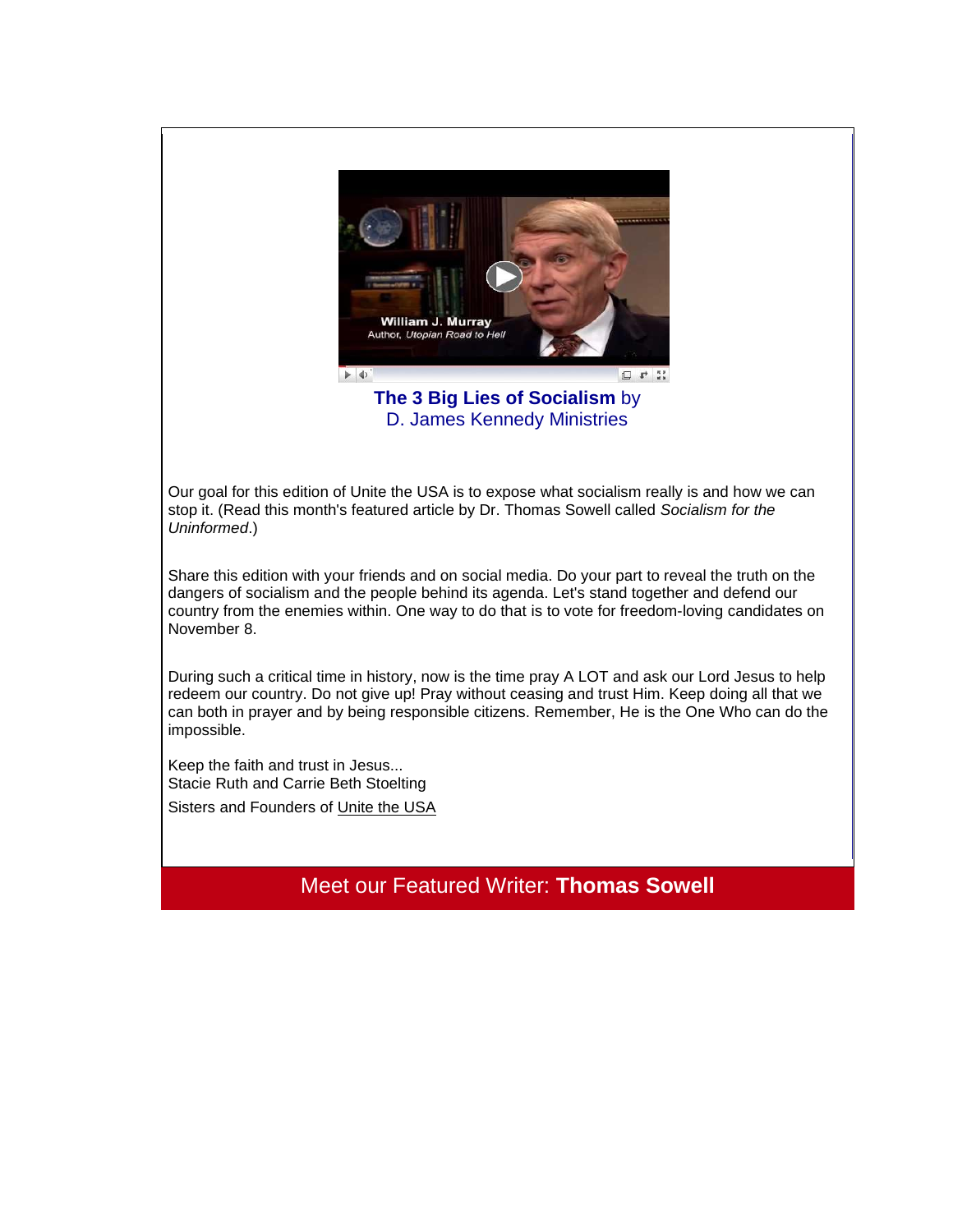**The 3 Big Lies of Socialism** by
D. James Kennedy Ministries

Our goal for this edition of Unite the USA is to expose what socialism really is and how we can stop it. (Read this month's featured article by Dr. Thomas Sowell called *Socialism for the Uninformed*.)

Share this edition with your friends and on social media. Do your part to reveal the truth on the dangers of socialism and the people behind its agenda. Let's stand together and defend our country from the enemies within. One way to do that is to vote for freedom-loving candidates on November 8.

During such a critical time in history, now is the time pray A LOT and ask our Lord Jesus to help redeem our country. Do not give up! Pray without ceasing and trust Him. Keep doing all that we can both in prayer and by being responsible citizens. Remember, He is the One Who can do the impossible.

Keep the faith and trust in Jesus...
Stacie Ruth and Carrie Beth Stoelting

Sisters and Founders of Unite the USA

## Meet our Featured Writer: **Thomas Sowell**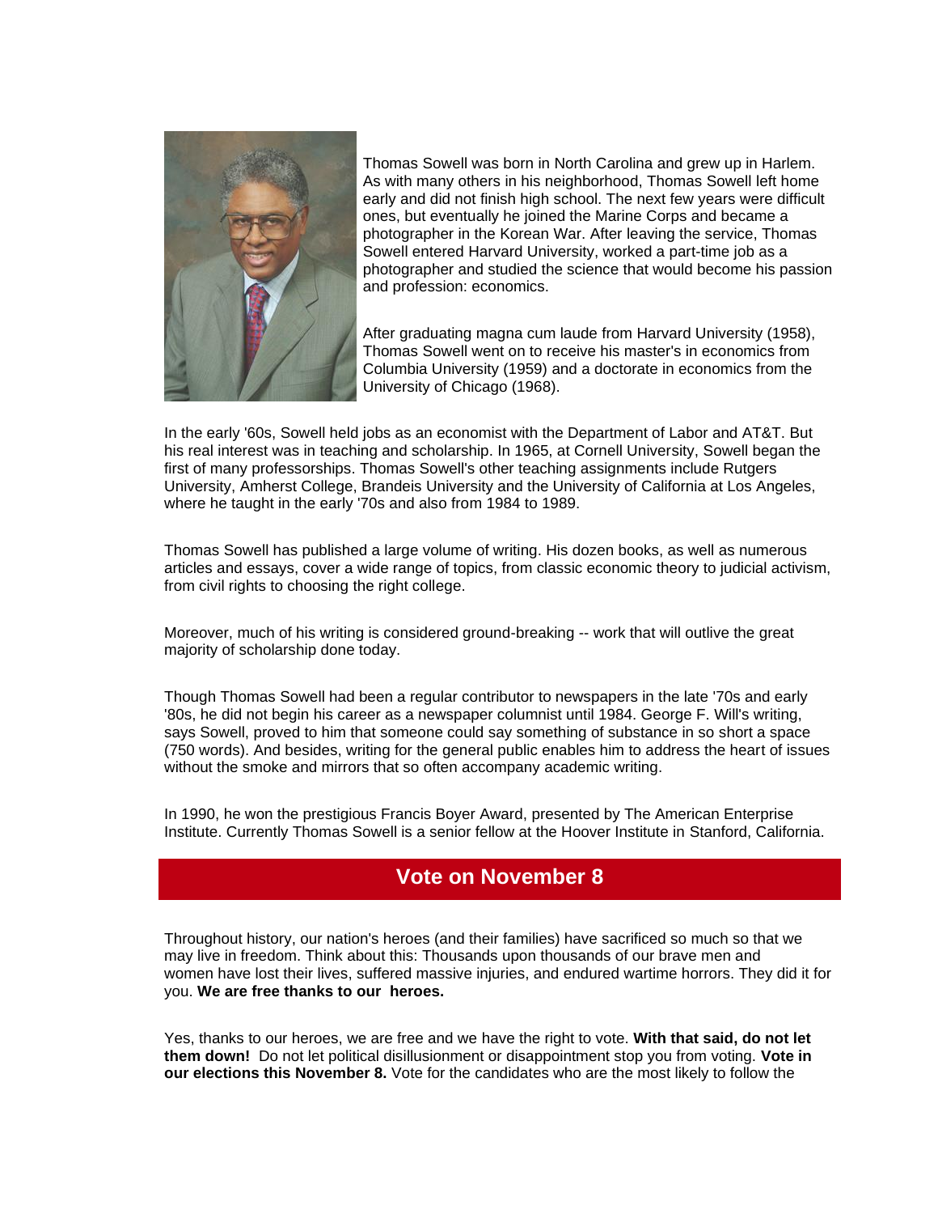Thomas Sowell was born in North Carolina and grew up in Harlem. As with many others in his neighborhood, Thomas Sowell left home early and did not finish high school. The next few years were difficult ones, but eventually he joined the Marine Corps and became a photographer in the Korean War. After leaving the service, Thomas Sowell entered Harvard University, worked a part-time job as a photographer and studied the science that would become his passion and profession: economics.

After graduating magna cum laude from Harvard University (1958), Thomas Sowell went on to receive his master's in economics from Columbia University (1959) and a doctorate in economics from the University of Chicago (1968).

In the early '60s, Sowell held jobs as an economist with the Department of Labor and AT&T. But his real interest was in teaching and scholarship. In 1965, at Cornell University, Sowell began the first of many professorships. Thomas Sowell's other teaching assignments include Rutgers University, Amherst College, Brandeis University and the University of California at Los Angeles, where he taught in the early '70s and also from 1984 to 1989.

Thomas Sowell has published a large volume of writing. His dozen books, as well as numerous articles and essays, cover a wide range of topics, from classic economic theory to judicial activism, from civil rights to choosing the right college.

Moreover, much of his writing is considered ground-breaking -- work that will outlive the great majority of scholarship done today.

Though Thomas Sowell had been a regular contributor to newspapers in the late '70s and early '80s, he did not begin his career as a newspaper columnist until 1984. George F. Will's writing, says Sowell, proved to him that someone could say something of substance in so short a space (750 words). And besides, writing for the general public enables him to address the heart of issues without the smoke and mirrors that so often accompany academic writing.

In 1990, he won the prestigious Francis Boyer Award, presented by The American Enterprise Institute. Currently Thomas Sowell is a senior fellow at the Hoover Institute in Stanford, California.

## Vote on November 8

Throughout history, our nation's heroes (and their families) have sacrificed so much so that we may live in freedom. Think about this: Thousands upon thousands of our brave men and women have lost their lives, suffered massive injuries, and endured wartime horrors. They did it for you. **We are free thanks to our heroes.**

Yes, thanks to our heroes, we are free and we have the right to vote. **With that said, do not let them down!** Do not let political disillusionment or disappointment stop you from voting. **Vote in our elections this November 8.** Vote for the candidates who are the most likely to follow the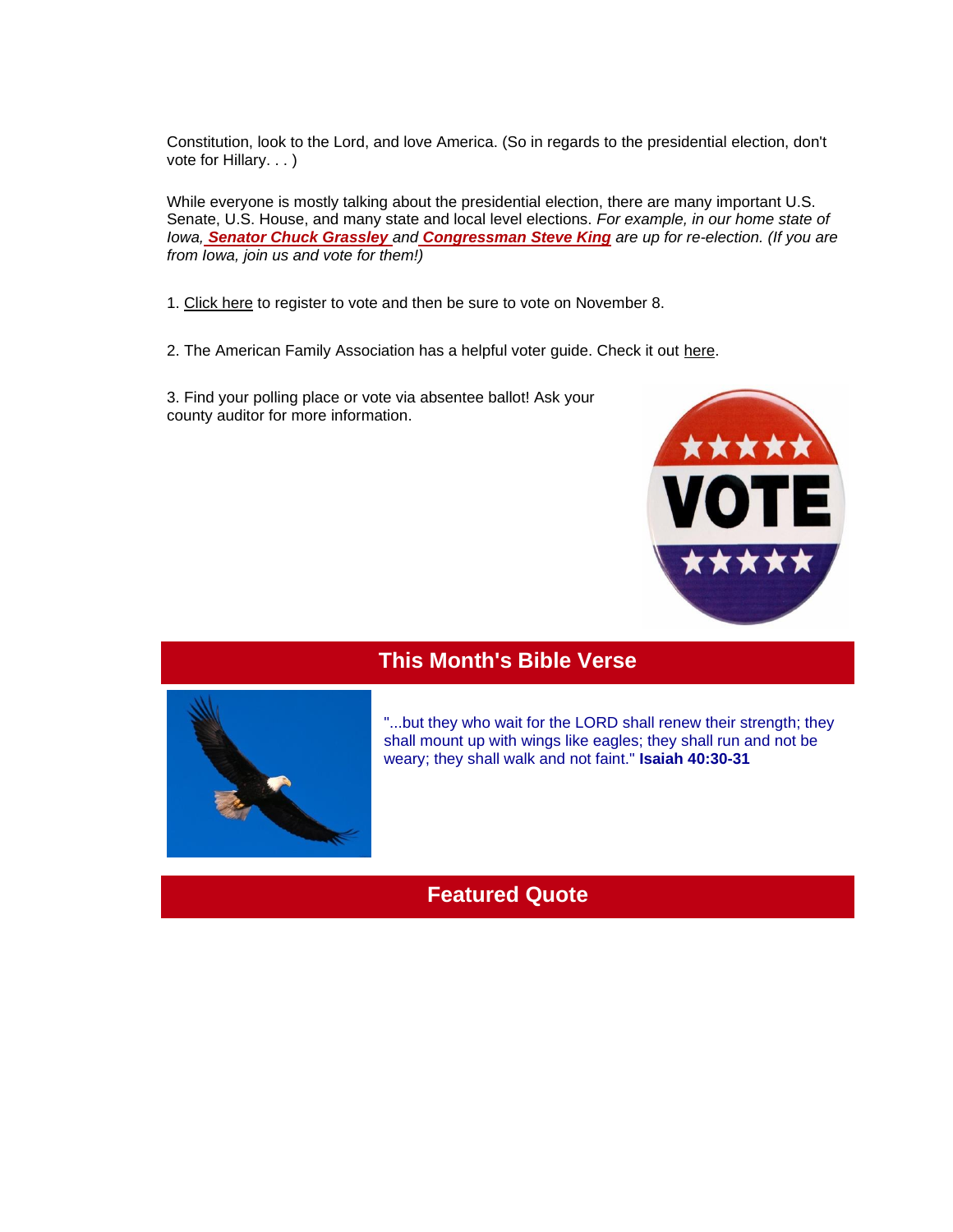Constitution, look to the Lord, and love America. (So in regards to the presidential election, don't vote for Hillary. . . )

While everyone is mostly talking about the presidential election, there are many important U.S. Senate, U.S. House, and many state and local level elections. *For example, in our home state of Iowa,* ***Senator Chuck Grassley*** *and* ***Congressman Steve King*** *are up for re-election. (If you are from Iowa, join us and vote for them!)*

1. Click here to register to vote and then be sure to vote on November 8.

2. The American Family Association has a helpful voter guide. Check it out here.

3. Find your polling place or vote via absentee ballot! Ask your county auditor for more information.

## This Month's Bible Verse

"...but they who wait for the LORD shall renew their strength; they shall mount up with wings like eagles; they shall run and not be weary; they shall walk and not faint." **Isaiah 40:30-31**

## Featured Quote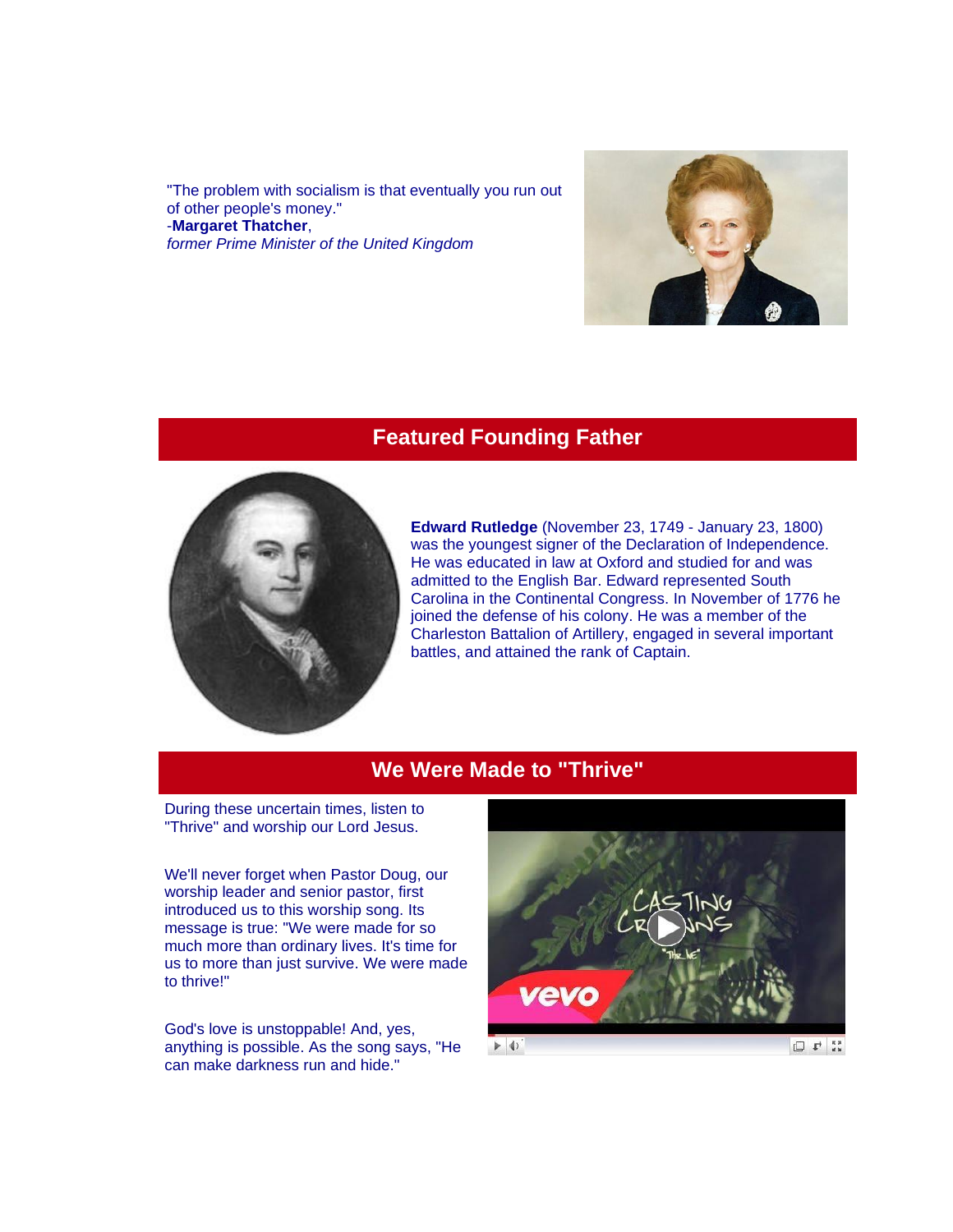"The problem with socialism is that eventually you run out of other people's money."
-**Margaret Thatcher**,
*former Prime Minister of the United Kingdom*

## Featured Founding Father

**Edward Rutledge** (November 23, 1749 - January 23, 1800) was the youngest signer of the Declaration of Independence. He was educated in law at Oxford and studied for and was admitted to the English Bar. Edward represented South Carolina in the Continental Congress. In November of 1776 he joined the defense of his colony. He was a member of the Charleston Battalion of Artillery, engaged in several important battles, and attained the rank of Captain.

## We Were Made to "Thrive"

During these uncertain times, listen to "Thrive" and worship our Lord Jesus.

We'll never forget when Pastor Doug, our worship leader and senior pastor, first introduced us to this worship song. Its message is true: "We were made for so much more than ordinary lives. It's time for us to more than just survive. We were made to thrive!"

God's love is unstoppable! And, yes, anything is possible. As the song says, "He can make darkness run and hide."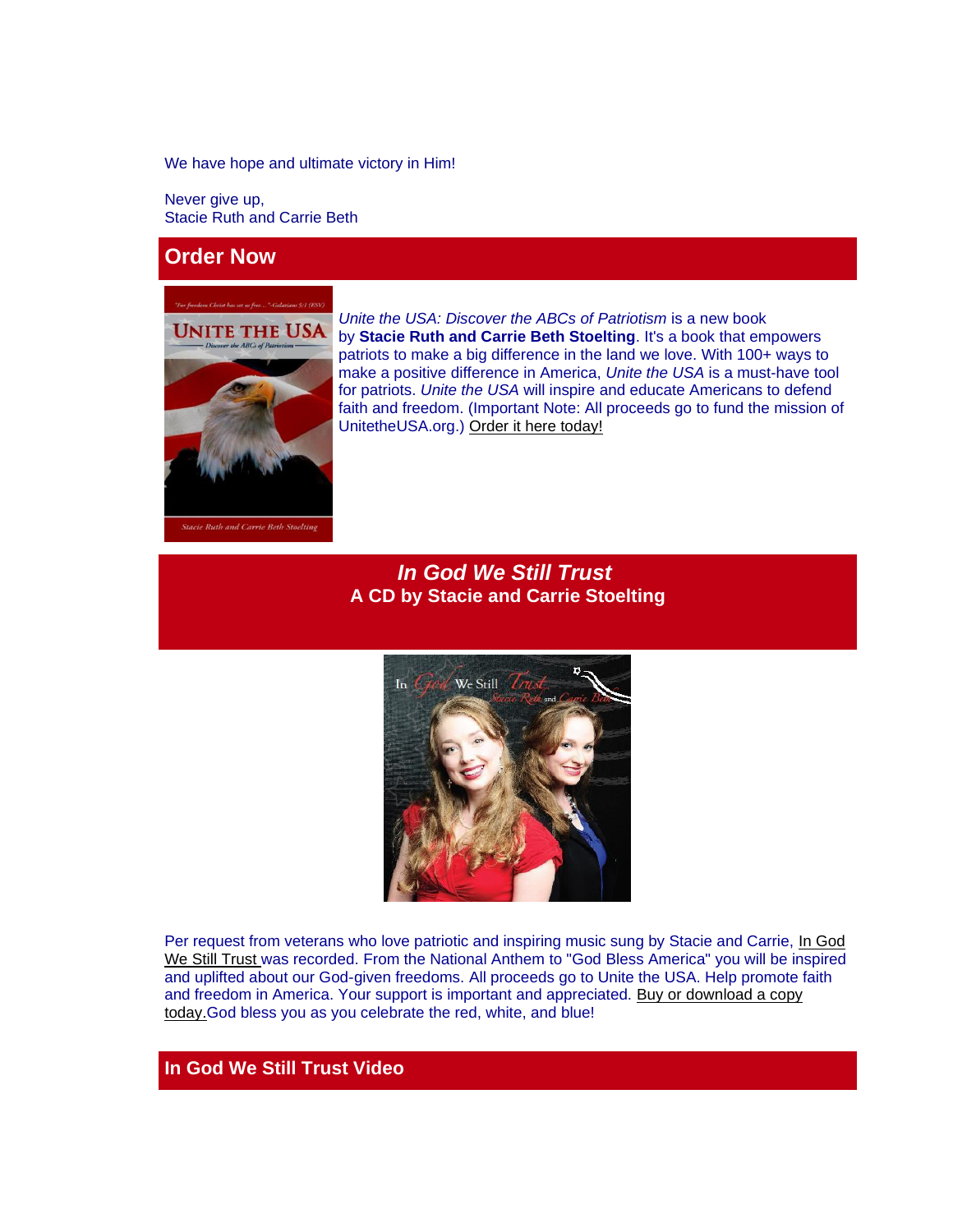We have hope and ultimate victory in Him!

Never give up,
Stacie Ruth and Carrie Beth

## Order Now

*Unite the USA: Discover the ABCs of Patriotism* is a new book by **Stacie Ruth and Carrie Beth Stoelting**. It's a book that empowers patriots to make a big difference in the land we love. With 100+ ways to make a positive difference in America, *Unite the USA* is a must-have tool for patriots. *Unite the USA* will inspire and educate Americans to defend faith and freedom. (Important Note: All proceeds go to fund the mission of UnitetheUSA.org.) Order it here today!

## *In God We Still Trust*
### A CD by Stacie and Carrie Stoelting

Per request from veterans who love patriotic and inspiring music sung by Stacie and Carrie, In God We Still Trust was recorded. From the National Anthem to "God Bless America" you will be inspired and uplifted about our God-given freedoms. All proceeds go to Unite the USA. Help promote faith and freedom in America. Your support is important and appreciated. Buy or download a copy today.God bless you as you celebrate the red, white, and blue!

## In God We Still Trust Video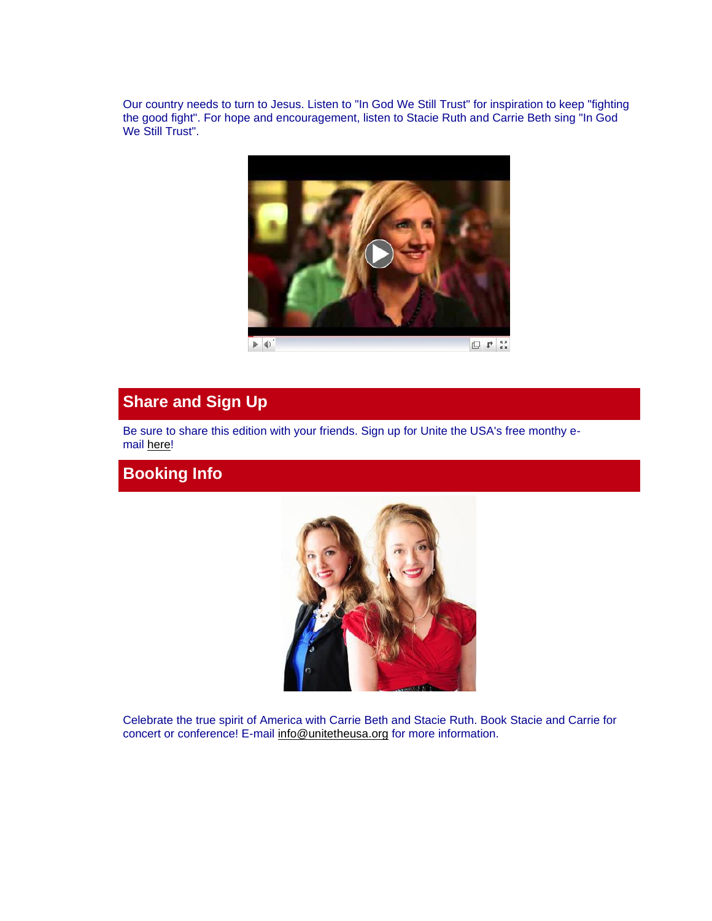Our country needs to turn to Jesus. Listen to "In God We Still Trust" for inspiration to keep "fighting the good fight". For hope and encouragement, listen to Stacie Ruth and Carrie Beth sing "In God We Still Trust".

## Share and Sign Up

Be sure to share this edition with your friends. Sign up for Unite the USA's free monthy e-mail here!

## Booking Info

Celebrate the true spirit of America with Carrie Beth and Stacie Ruth. Book Stacie and Carrie for concert or conference! E-mail info@unitetheusa.org for more information.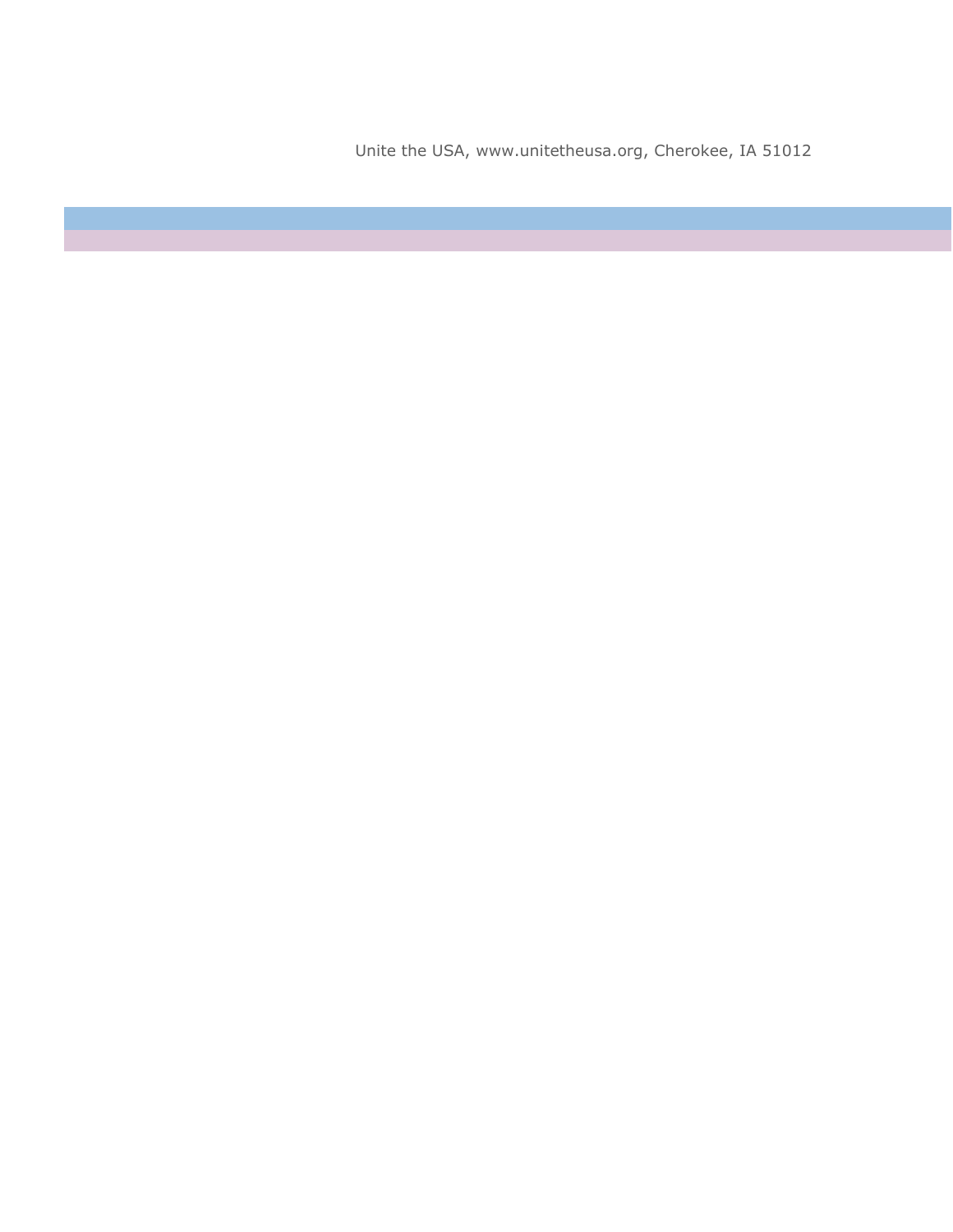Unite the USA, www.unitetheusa.org, Cherokee, IA 51012